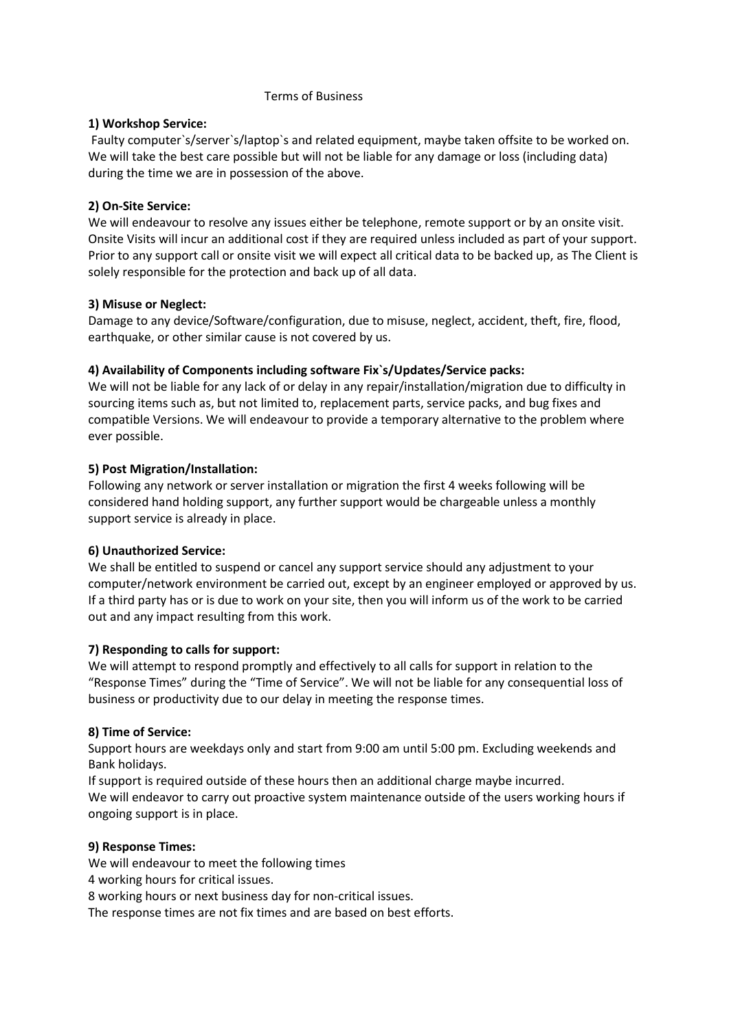# Terms of Business

**1) Workshop Service:**

Faulty computer`s/server`s/laptop`s and related equipment, maybe taken offsite to be worked on. We will take the best care possible but will not be liable for any damage or loss (including data) during the time we are in possession of the above.

**2) On-Site Service:**

We will endeavour to resolve any issues either be telephone, remote support or by an onsite visit. Onsite Visits will incur an additional cost if they are required unless included as part of your support. Prior to any support call or onsite visit we will expect all critical data to be backed up, as The Client is solely responsible for the protection and back up of all data.

**3) Misuse or Neglect:**

Damage to any device/Software/configuration, due to misuse, neglect, accident, theft, fire, flood, earthquake, or other similar cause is not covered by us.

**4) Availability of Components including software Fix`s/Updates/Service packs:**

We will not be liable for any lack of or delay in any repair/installation/migration due to difficulty in sourcing items such as, but not limited to, replacement parts, service packs, and bug fixes and compatible Versions. We will endeavour to provide a temporary alternative to the problem where ever possible.

**5) Post Migration/Installation:**

Following any network or server installation or migration the first 4 weeks following will be considered hand holding support, any further support would be chargeable unless a monthly support service is already in place.

**6) Unauthorized Service:**

We shall be entitled to suspend or cancel any support service should any adjustment to your computer/network environment be carried out, except by an engineer employed or approved by us. If a third party has or is due to work on your site, then you will inform us of the work to be carried out and any impact resulting from this work.

**7) Responding to calls for support:**

We will attempt to respond promptly and effectively to all calls for support in relation to the "Response Times" during the "Time of Service". We will not be liable for any consequential loss of business or productivity due to our delay in meeting the response times.

**8) Time of Service:**

Support hours are weekdays only and start from 9:00 am until 5:00 pm. Excluding weekends and Bank holidays.

If support is required outside of these hours then an additional charge maybe incurred.

We will endeavor to carry out proactive system maintenance outside of the users working hours if ongoing support is in place.

**9) Response Times:**

We will endeavour to meet the following times

4 working hours for critical issues.

8 working hours or next business day for non-critical issues.

The response times are not fix times and are based on best efforts.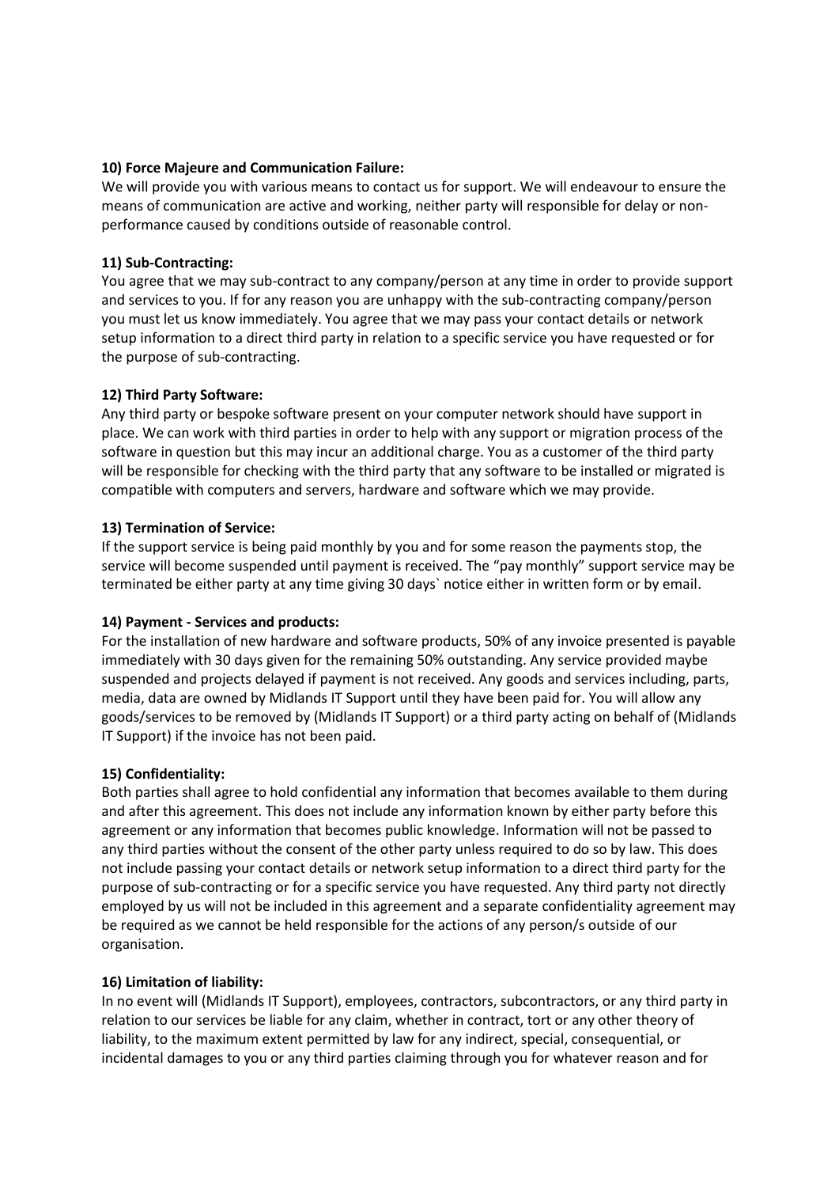**10) Force Majeure and Communication Failure:**
We will provide you with various means to contact us for support. We will endeavour to ensure the means of communication are active and working, neither party will responsible for delay or non-performance caused by conditions outside of reasonable control.

**11) Sub-Contracting:**
You agree that we may sub-contract to any company/person at any time in order to provide support and services to you. If for any reason you are unhappy with the sub-contracting company/person you must let us know immediately. You agree that we may pass your contact details or network setup information to a direct third party in relation to a specific service you have requested or for the purpose of sub-contracting.

**12) Third Party Software:**
Any third party or bespoke software present on your computer network should have support in place. We can work with third parties in order to help with any support or migration process of the software in question but this may incur an additional charge. You as a customer of the third party will be responsible for checking with the third party that any software to be installed or migrated is compatible with computers and servers, hardware and software which we may provide.

**13) Termination of Service:**
If the support service is being paid monthly by you and for some reason the payments stop, the service will become suspended until payment is received. The "pay monthly" support service may be terminated be either party at any time giving 30 days` notice either in written form or by email.

**14) Payment - Services and products:**
For the installation of new hardware and software products, 50% of any invoice presented is payable immediately with 30 days given for the remaining 50% outstanding. Any service provided maybe suspended and projects delayed if payment is not received. Any goods and services including, parts, media, data are owned by Midlands IT Support until they have been paid for. You will allow any goods/services to be removed by (Midlands IT Support) or a third party acting on behalf of (Midlands IT Support) if the invoice has not been paid.

**15) Confidentiality:**
Both parties shall agree to hold confidential any information that becomes available to them during and after this agreement. This does not include any information known by either party before this agreement or any information that becomes public knowledge. Information will not be passed to any third parties without the consent of the other party unless required to do so by law. This does not include passing your contact details or network setup information to a direct third party for the purpose of sub-contracting or for a specific service you have requested. Any third party not directly employed by us will not be included in this agreement and a separate confidentiality agreement may be required as we cannot be held responsible for the actions of any person/s outside of our organisation.

**16) Limitation of liability:**
In no event will (Midlands IT Support), employees, contractors, subcontractors, or any third party in relation to our services be liable for any claim, whether in contract, tort or any other theory of liability, to the maximum extent permitted by law for any indirect, special, consequential, or incidental damages to you or any third parties claiming through you for whatever reason and for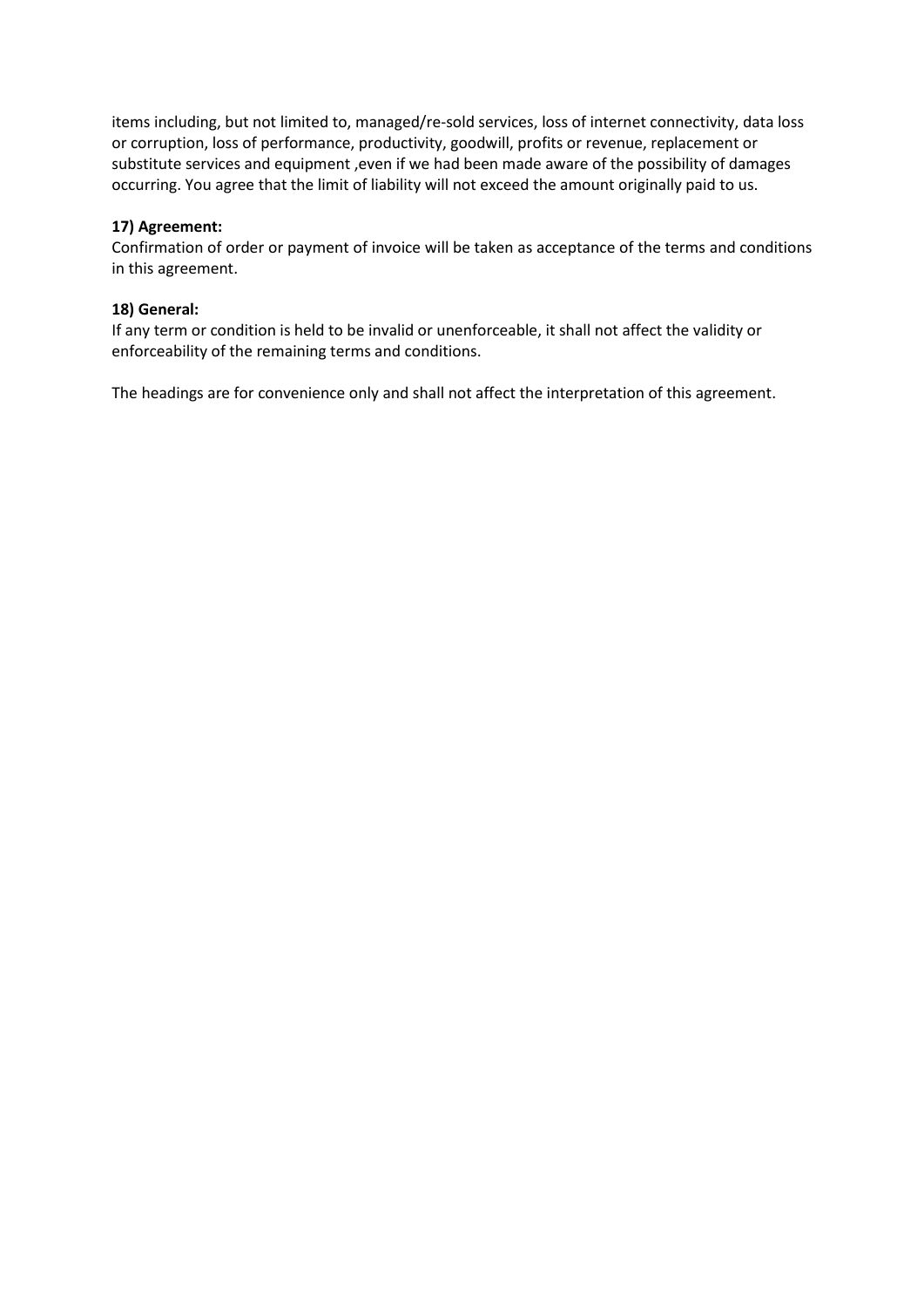items including, but not limited to, managed/re-sold services, loss of internet connectivity, data loss or corruption, loss of performance, productivity, goodwill, profits or revenue, replacement or substitute services and equipment ,even if we had been made aware of the possibility of damages occurring. You agree that the limit of liability will not exceed the amount originally paid to us.

**17) Agreement:**
Confirmation of order or payment of invoice will be taken as acceptance of the terms and conditions in this agreement.

**18) General:**
If any term or condition is held to be invalid or unenforceable, it shall not affect the validity or enforceability of the remaining terms and conditions.

The headings are for convenience only and shall not affect the interpretation of this agreement.